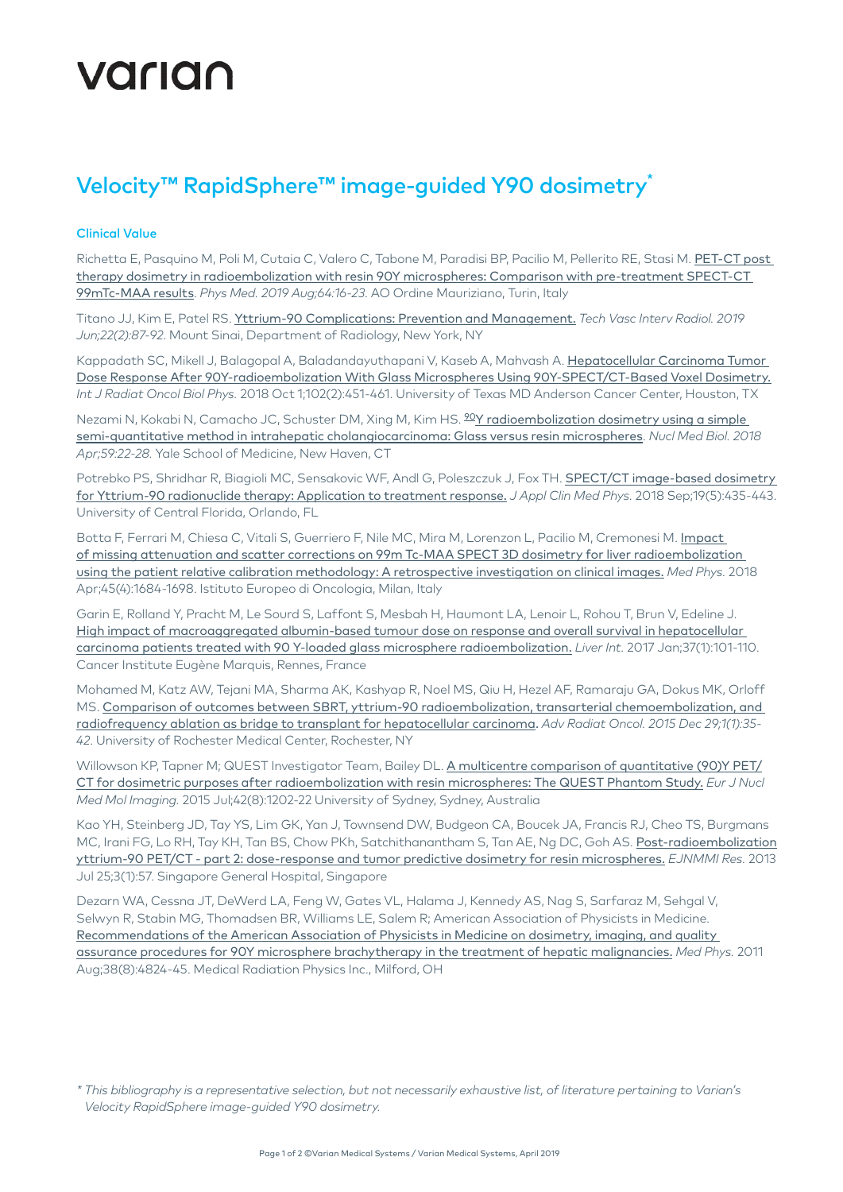# varian

## Velocity™ RapidSphere™ image-guided Y90 dosimetry*

### Clinical Value

Richetta E, Pasquino M, Poli M, Cutaia C, Valero C, Tabone M, Paradisi BP, Pacilio M, Pellerito RE, Stasi M. PET-CT post therapy dosimetry in radioembolization with resin 90Y microspheres: Comparison with pre-treatment SPECT-CT 99mTc-MAA results. *Phys Med. 2019 Aug;64:16-23.* AO Ordine Mauriziano, Turin, Italy

Titano JJ, Kim E, Patel RS. Yttrium-90 Complications: Prevention and Management. *Tech Vasc Interv Radiol. 2019 Jun;22(2):87-92.* Mount Sinai, Department of Radiology, New York, NY

Kappadath SC, Mikell J, Balagopal A, Baladandayuthapani V, Kaseb A, Mahvash A. Hepatocellular Carcinoma Tumor Dose Response After 90Y-radioembolization With Glass Microspheres Using 90Y-SPECT/CT-Based Voxel Dosimetry. *Int J Radiat Oncol Biol Phys.* 2018 Oct 1;102(2):451-461. University of Texas MD Anderson Cancer Center, Houston, TX

Nezami N, Kokabi N, Camacho JC, Schuster DM, Xing M, Kim HS. $^{90}$Y radioembolization dosimetry using a simple semi-quantitative method in intrahepatic cholangiocarcinoma: Glass versus resin microspheres. *Nucl Med Biol. 2018 Apr;59:22-28.* Yale School of Medicine, New Haven, CT

Potrebko PS, Shridhar R, Biagioli MC, Sensakovic WF, Andl G, Poleszczuk J, Fox TH. SPECT/CT image-based dosimetry for Yttrium-90 radionuclide therapy: Application to treatment response. *J Appl Clin Med Phys.* 2018 Sep;19(5):435-443. University of Central Florida, Orlando, FL

Botta F, Ferrari M, Chiesa C, Vitali S, Guerriero F, Nile MC, Mira M, Lorenzon L, Pacilio M, Cremonesi M. Impact of missing attenuation and scatter corrections on 99m Tc-MAA SPECT 3D dosimetry for liver radioembolization using the patient relative calibration methodology: A retrospective investigation on clinical images. *Med Phys.* 2018 Apr;45(4):1684-1698. Istituto Europeo di Oncologia, Milan, Italy

Garin E, Rolland Y, Pracht M, Le Sourd S, Laffont S, Mesbah H, Haumont LA, Lenoir L, Rohou T, Brun V, Edeline J. High impact of macroaggregated albumin-based tumour dose on response and overall survival in hepatocellular carcinoma patients treated with 90 Y-loaded glass microsphere radioembolization. *Liver Int.* 2017 Jan;37(1):101-110. Cancer Institute Eugène Marquis, Rennes, France

Mohamed M, Katz AW, Tejani MA, Sharma AK, Kashyap R, Noel MS, Qiu H, Hezel AF, Ramaraju GA, Dokus MK, Orloff MS. Comparison of outcomes between SBRT, yttrium-90 radioembolization, transarterial chemoembolization, and radiofrequency ablation as bridge to transplant for hepatocellular carcinoma. *Adv Radiat Oncol. 2015 Dec 29;1(1):35-42.* University of Rochester Medical Center, Rochester, NY

Willowson KP, Tapner M; QUEST Investigator Team, Bailey DL. A multicentre comparison of quantitative (90)Y PET/CT for dosimetric purposes after radioembolization with resin microspheres: The QUEST Phantom Study. *Eur J Nucl Med Mol Imaging.* 2015 Jul;42(8):1202-22 University of Sydney, Sydney, Australia

Kao YH, Steinberg JD, Tay YS, Lim GK, Yan J, Townsend DW, Budgeon CA, Boucek JA, Francis RJ, Cheo TS, Burgmans MC, Irani FG, Lo RH, Tay KH, Tan BS, Chow PKh, Satchithanantham S, Tan AE, Ng DC, Goh AS. Post-radioembolization yttrium-90 PET/CT - part 2: dose-response and tumor predictive dosimetry for resin microspheres. *EJNMMI Res.* 2013 Jul 25;3(1):57. Singapore General Hospital, Singapore

Dezarn WA, Cessna JT, DeWerd LA, Feng W, Gates VL, Halama J, Kennedy AS, Nag S, Sarfaraz M, Sehgal V, Selwyn R, Stabin MG, Thomadsen BR, Williams LE, Salem R; American Association of Physicists in Medicine. Recommendations of the American Association of Physicists in Medicine on dosimetry, imaging, and quality assurance procedures for 90Y microsphere brachytherapy in the treatment of hepatic malignancies. *Med Phys.* 2011 Aug;38(8):4824-45. Medical Radiation Physics Inc., Milford, OH

*\* This bibliography is a representative selection, but not necessarily exhaustive list, of literature pertaining to Varian's Velocity RapidSphere image-guided Y90 dosimetry.*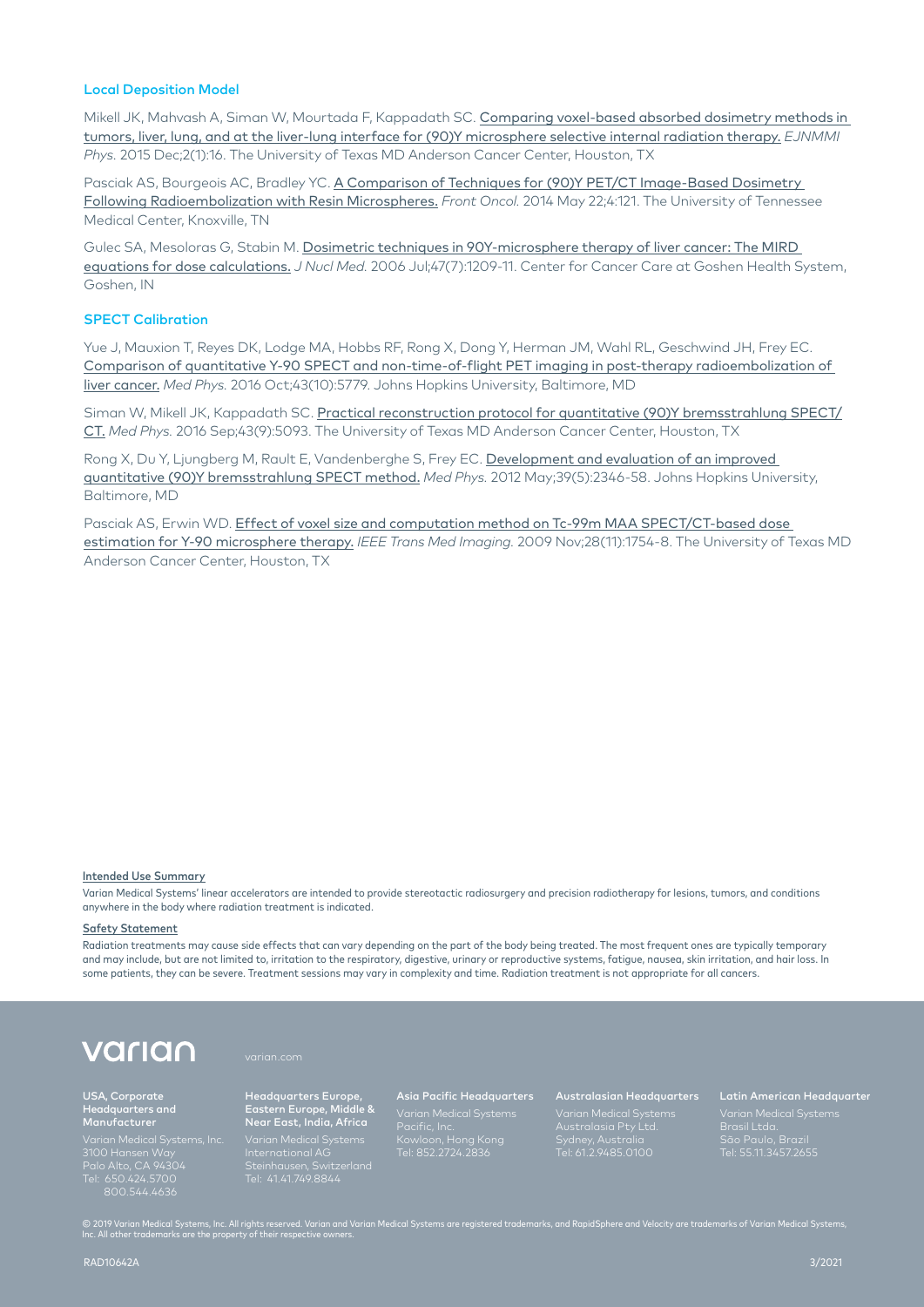### Local Deposition Model

Mikell JK, Mahvash A, Siman W, Mourtada F, Kappadath SC. Comparing voxel-based absorbed dosimetry methods in tumors, liver, lung, and at the liver-lung interface for (90)Y microsphere selective internal radiation therapy. *EJNMMI Phys.* 2015 Dec;2(1):16. The University of Texas MD Anderson Cancer Center, Houston, TX

Pasciak AS, Bourgeois AC, Bradley YC. A Comparison of Techniques for (90)Y PET/CT Image-Based Dosimetry Following Radioembolization with Resin Microspheres. *Front Oncol.* 2014 May 22;4:121. The University of Tennessee Medical Center, Knoxville, TN

Gulec SA, Mesoloras G, Stabin M. Dosimetric techniques in 90Y-microsphere therapy of liver cancer: The MIRD equations for dose calculations. *J Nucl Med.* 2006 Jul;47(7):1209-11. Center for Cancer Care at Goshen Health System, Goshen, IN

### SPECT Calibration

Yue J, Mauxion T, Reyes DK, Lodge MA, Hobbs RF, Rong X, Dong Y, Herman JM, Wahl RL, Geschwind JH, Frey EC. Comparison of quantitative Y-90 SPECT and non-time-of-flight PET imaging in post-therapy radioembolization of liver cancer. *Med Phys.* 2016 Oct;43(10):5779. Johns Hopkins University, Baltimore, MD

Siman W, Mikell JK, Kappadath SC. Practical reconstruction protocol for quantitative (90)Y bremsstrahlung SPECT/CT. *Med Phys.* 2016 Sep;43(9):5093. The University of Texas MD Anderson Cancer Center, Houston, TX

Rong X, Du Y, Ljungberg M, Rault E, Vandenberghe S, Frey EC. Development and evaluation of an improved quantitative (90)Y bremsstrahlung SPECT method. *Med Phys.* 2012 May;39(5):2346-58. Johns Hopkins University, Baltimore, MD

Pasciak AS, Erwin WD. Effect of voxel size and computation method on Tc-99m MAA SPECT/CT-based dose estimation for Y-90 microsphere therapy. *IEEE Trans Med Imaging.* 2009 Nov;28(11):1754-8. The University of Texas MD Anderson Cancer Center, Houston, TX

**Intended Use Summary**

Varian Medical Systems' linear accelerators are intended to provide stereotactic radiosurgery and precision radiotherapy for lesions, tumors, and conditions anywhere in the body where radiation treatment is indicated.

**Safety Statement**

Radiation treatments may cause side effects that can vary depending on the part of the body being treated. The most frequent ones are typically temporary and may include, but are not limited to, irritation to the respiratory, digestive, urinary or reproductive systems, fatigue, nausea, skin irritation, and hair loss. In some patients, they can be severe. Treatment sessions may vary in complexity and time. Radiation treatment is not appropriate for all cancers.

varian

varian.com

**USA, Corporate Headquarters and Manufacturer**
Varian Medical Systems, Inc.
3100 Hansen Way
Palo Alto, CA 94304
Tel: 650.424.5700
800.544.4636

**Headquarters Europe, Eastern Europe, Middle & Near East, India, Africa**
Varian Medical Systems International AG
Steinhausen, Switzerland
Tel: 41.41.749.8844

**Asia Pacific Headquarters**
Varian Medical Systems Pacific, Inc.
Kowloon, Hong Kong
Tel: 852.2724.2836

**Australasian Headquarters**
Varian Medical Systems Australasia Pty Ltd.
Sydney, Australia
Tel: 61.2.9485.0100

**Latin American Headquarter**
Varian Medical Systems Brasil Ltda.
São Paulo, Brazil
Tel: 55.11.3457.2655

© 2019 Varian Medical Systems, Inc. All rights reserved. Varian and Varian Medical Systems are registered trademarks, and RapidSphere and Velocity are trademarks of Varian Medical Systems, Inc. All other trademarks are the property of their respective owners.

RAD10642A 3/2021